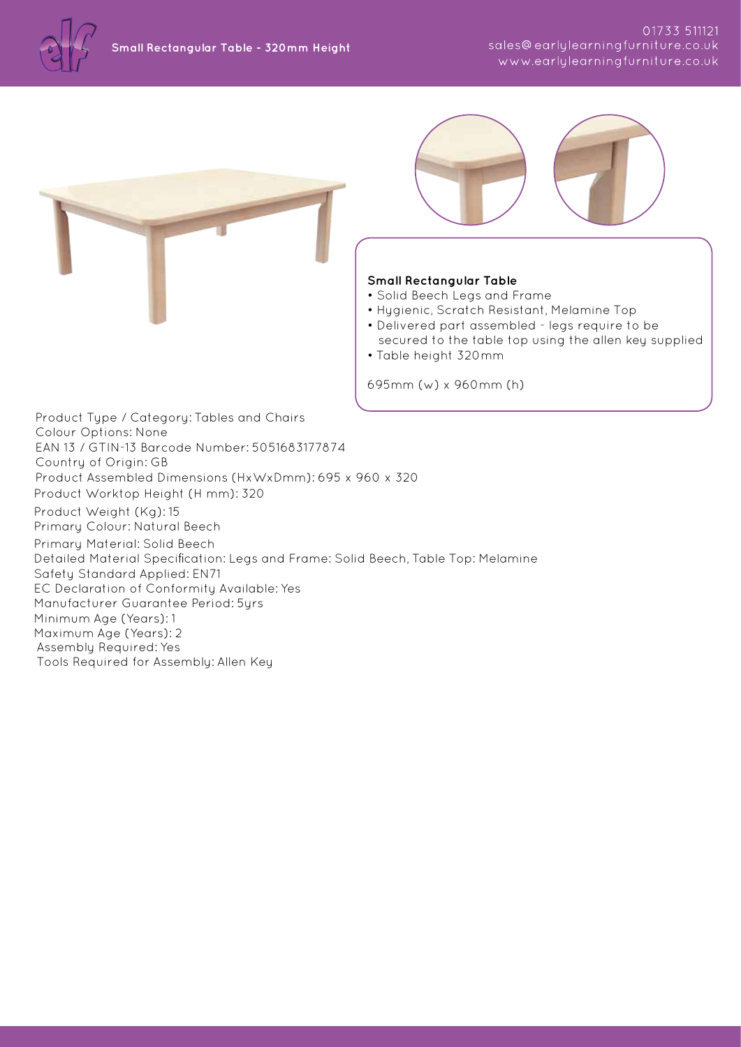# Small Rectangular Table - 320mm Height

01733 511121
sales@earlylearningfurniture.co.uk
www.earlylearningfurniture.co.uk

**Small Rectangular Table**

- Solid Beech Legs and Frame
- Hygienic, Scratch Resistant, Melamine Top
- Delivered part assembled - legs require to be secured to the table top using the allen key supplied
- Table height 320mm

695mm (w) x 960mm (h)

Product Type / Category: Tables and Chairs
Colour Options: None
EAN 13 / GTIN-13 Barcode Number: 5051683177874
Country of Origin: GB
Product Assembled Dimensions (HxWxDmm): 695 x 960 x 320
Product Worktop Height (H mm): 320
Product Weight (Kg): 15
Primary Colour: Natural Beech
Primary Material: Solid Beech
Detailed Material Specification: Legs and Frame: Solid Beech, Table Top: Melamine
Safety Standard Applied: EN71
EC Declaration of Conformity Available: Yes
Manufacturer Guarantee Period: 5yrs
Minimum Age (Years): 1
Maximum Age (Years): 2
Assembly Required: Yes
Tools Required for Assembly: Allen Key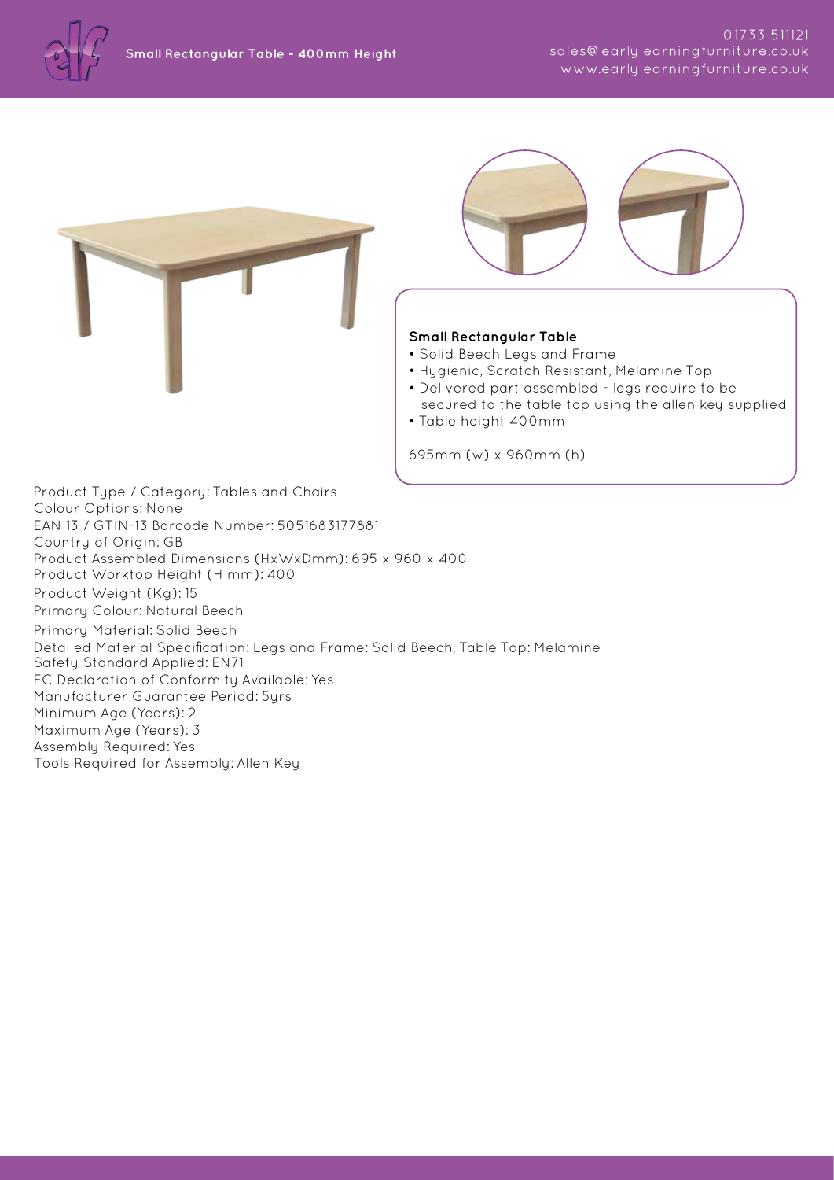# Small Rectangular Table - 400mm Height

01733 511121
sales@earlylearningfurniture.co.uk
www.earlylearningfurniture.co.uk

**Small Rectangular Table**

- Solid Beech Legs and Frame
- Hygienic, Scratch Resistant, Melamine Top
- Delivered part assembled - legs require to be secured to the table top using the allen key supplied
- Table height 400mm

695mm (w) x 960mm (h)

Product Type / Category: Tables and Chairs
Colour Options: None
EAN 13 / GTIN-13 Barcode Number: 5051683177881
Country of Origin: GB
Product Assembled Dimensions (HxWxDmm): 695 x 960 x 400
Product Worktop Height (H mm): 400
Product Weight (Kg): 15
Primary Colour: Natural Beech
Primary Material: Solid Beech
Detailed Material Specification: Legs and Frame: Solid Beech, Table Top: Melamine
Safety Standard Applied: EN71
EC Declaration of Conformity Available: Yes
Manufacturer Guarantee Period: 5yrs
Minimum Age (Years): 2
Maximum Age (Years): 3
Assembly Required: Yes
Tools Required for Assembly: Allen Key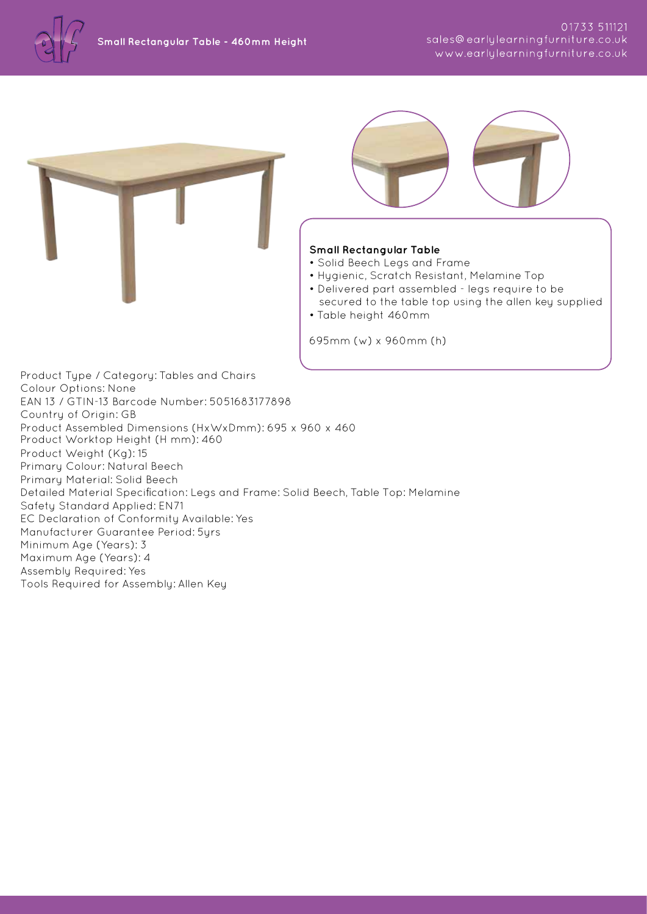## Small Rectangular Table - 460mm Height

### Small Rectangular Table

- Solid Beech Legs and Frame
- Hygienic, Scratch Resistant, Melamine Top
- Delivered part assembled - legs require to be secured to the table top using the allen key supplied
- Table height 460mm

695mm (w) x 960mm (h)

Product Type / Category: Tables and Chairs
Colour Options: None
EAN 13 / GTIN-13 Barcode Number: 5051683177898
Country of Origin: GB
Product Assembled Dimensions (HxWxDmm): 695 x 960 x 460
Product Worktop Height (H mm): 460
Product Weight (Kg): 15
Primary Colour: Natural Beech
Primary Material: Solid Beech
Detailed Material Specification: Legs and Frame: Solid Beech, Table Top: Melamine
Safety Standard Applied: EN71
EC Declaration of Conformity Available: Yes
Manufacturer Guarantee Period: 5yrs
Minimum Age (Years): 3
Maximum Age (Years): 4
Assembly Required: Yes
Tools Required for Assembly: Allen Key